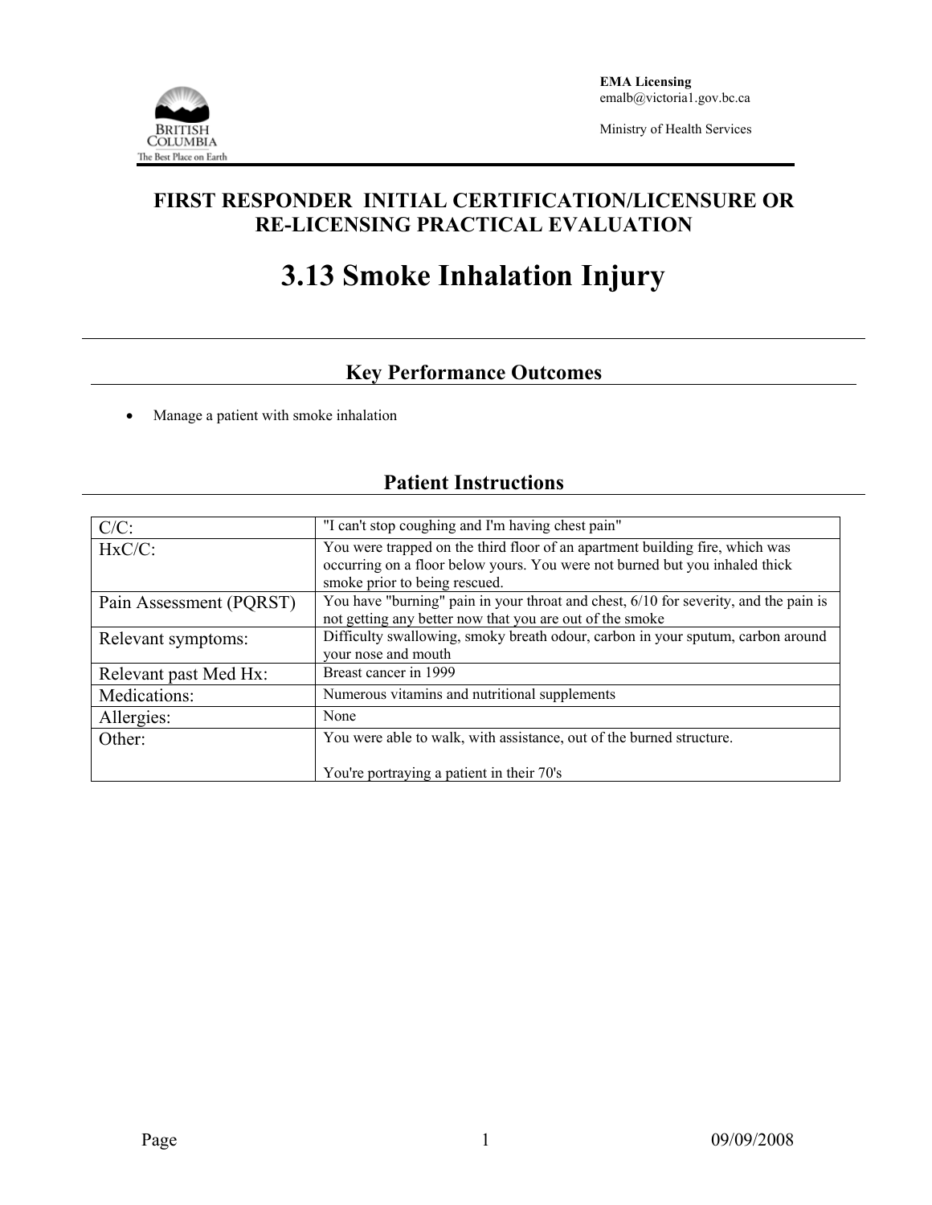EMA Licensing
emalb@victoria1.gov.bc.ca

Ministry of Health Services

# FIRST RESPONDER INITIAL CERTIFICATION/LICENSURE OR RE-LICENSING PRACTICAL EVALUATION

# 3.13 Smoke Inhalation Injury

## Key Performance Outcomes

- Manage a patient with smoke inhalation

## Patient Instructions

| | |
|---|---|
| C/C: | "I can't stop coughing and I'm having chest pain" |
| HxC/C: | You were trapped on the third floor of an apartment building fire, which was occurring on a floor below yours. You were not burned but you inhaled thick smoke prior to being rescued. |
| Pain Assessment (PQRST) | You have "burning" pain in your throat and chest, 6/10 for severity, and the pain is not getting any better now that you are out of the smoke |
| Relevant symptoms: | Difficulty swallowing, smoky breath odour, carbon in your sputum, carbon around your nose and mouth |
| Relevant past Med Hx: | Breast cancer in 1999 |
| Medications: | Numerous vitamins and nutritional supplements |
| Allergies: | None |
| Other: | You were able to walk, with assistance, out of the burned structure.<br><br>You're portraying a patient in their 70's |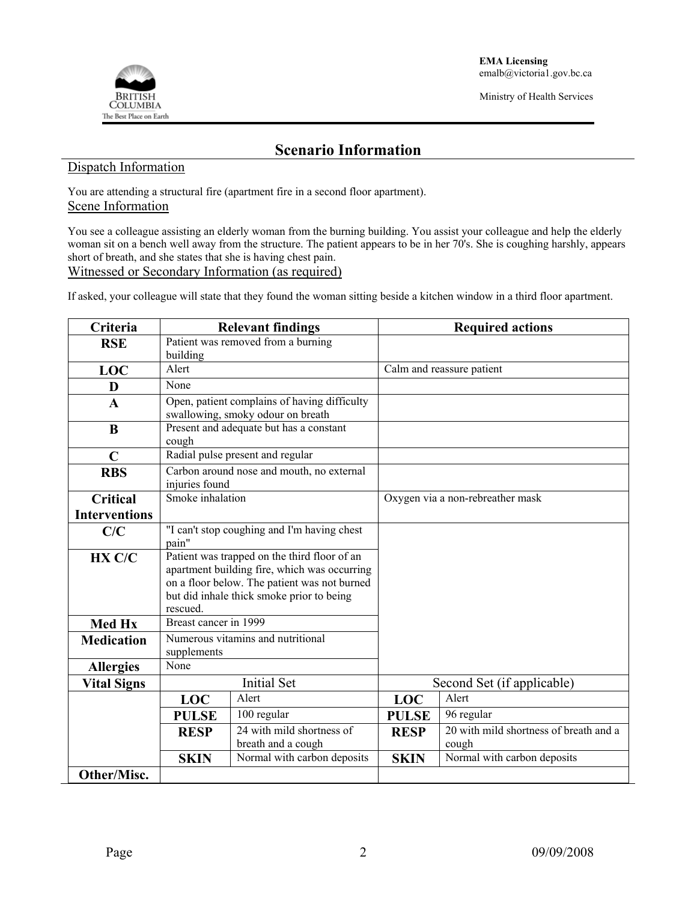EMA Licensing
emalb@victoria1.gov.bc.ca

Ministry of Health Services

## Scenario Information

### Dispatch Information

You are attending a structural fire (apartment fire in a second floor apartment).

### Scene Information

You see a colleague assisting an elderly woman from the burning building. You assist your colleague and help the elderly woman sit on a bench well away from the structure. The patient appears to be in her 70's. She is coughing harshly, appears short of breath, and she states that she is having chest pain.

### Witnessed or Secondary Information (as required)

If asked, your colleague will state that they found the woman sitting beside a kitchen window in a third floor apartment.

| Criteria | Relevant findings | | Required actions | |
|---|---|---|---|---|
| **RSE** | Patient was removed from a burning building | | | |
| **LOC** | Alert | | Calm and reassure patient | |
| **D** | None | | | |
| **A** | Open, patient complains of having difficulty swallowing, smoky odour on breath | | | |
| **B** | Present and adequate but has a constant cough | | | |
| **C** | Radial pulse present and regular | | | |
| **RBS** | Carbon around nose and mouth, no external injuries found | | | |
| **Critical Interventions** | Smoke inhalation | | Oxygen via a non-rebreather mask | |
| **C/C** | "I can't stop coughing and I'm having chest pain" | | | |
| **HX C/C** | Patient was trapped on the third floor of an apartment building fire, which was occurring on a floor below. The patient was not burned but did inhale thick smoke prior to being rescued. | | | |
| **Med Hx** | Breast cancer in 1999 | | | |
| **Medication** | Numerous vitamins and nutritional supplements | | | |
| **Allergies** | None | | | |
| **Vital Signs** | Initial Set | | Second Set (if applicable) | |
| | **LOC** | Alert | **LOC** | Alert |
| | **PULSE** | 100 regular | **PULSE** | 96 regular |
| | **RESP** | 24 with mild shortness of breath and a cough | **RESP** | 20 with mild shortness of breath and a cough |
| | **SKIN** | Normal with carbon deposits | **SKIN** | Normal with carbon deposits |
| **Other/Misc.** | | | | |